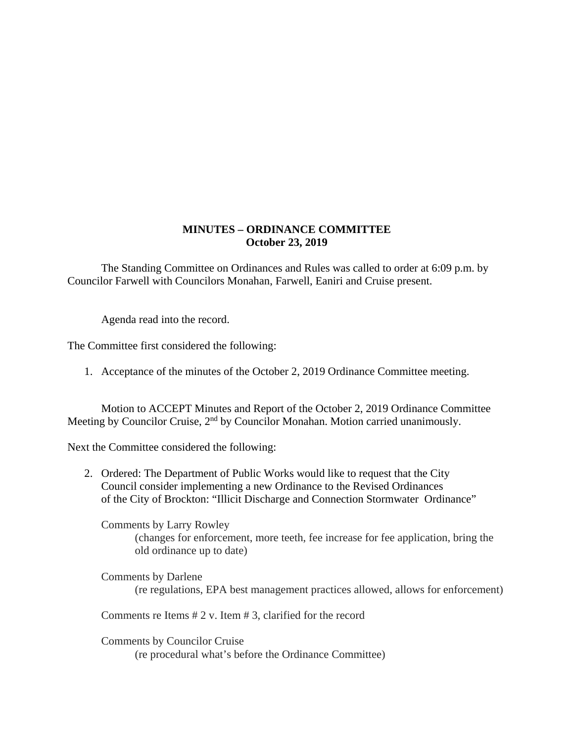# MINUTES – ORDINANCE COMMITTEE
## October 23, 2019

The Standing Committee on Ordinances and Rules was called to order at 6:09 p.m. by Councilor Farwell with Councilors Monahan, Farwell, Eaniri and Cruise present.

Agenda read into the record.

The Committee first considered the following:

1. Acceptance of the minutes of the October 2, 2019 Ordinance Committee meeting.

Motion to ACCEPT Minutes and Report of the October 2, 2019 Ordinance Committee Meeting by Councilor Cruise, 2nd by Councilor Monahan. Motion carried unanimously.

Next the Committee considered the following:

2. Ordered: The Department of Public Works would like to request that the City Council consider implementing a new Ordinance to the Revised Ordinances of the City of Brockton: "Illicit Discharge and Connection Stormwater Ordinance"

   Comments by Larry Rowley
   
   (changes for enforcement, more teeth, fee increase for fee application, bring the old ordinance up to date)

   Comments by Darlene
   
   (re regulations, EPA best management practices allowed, allows for enforcement)

   Comments re Items # 2 v. Item # 3, clarified for the record

   Comments by Councilor Cruise
   
   (re procedural what's before the Ordinance Committee)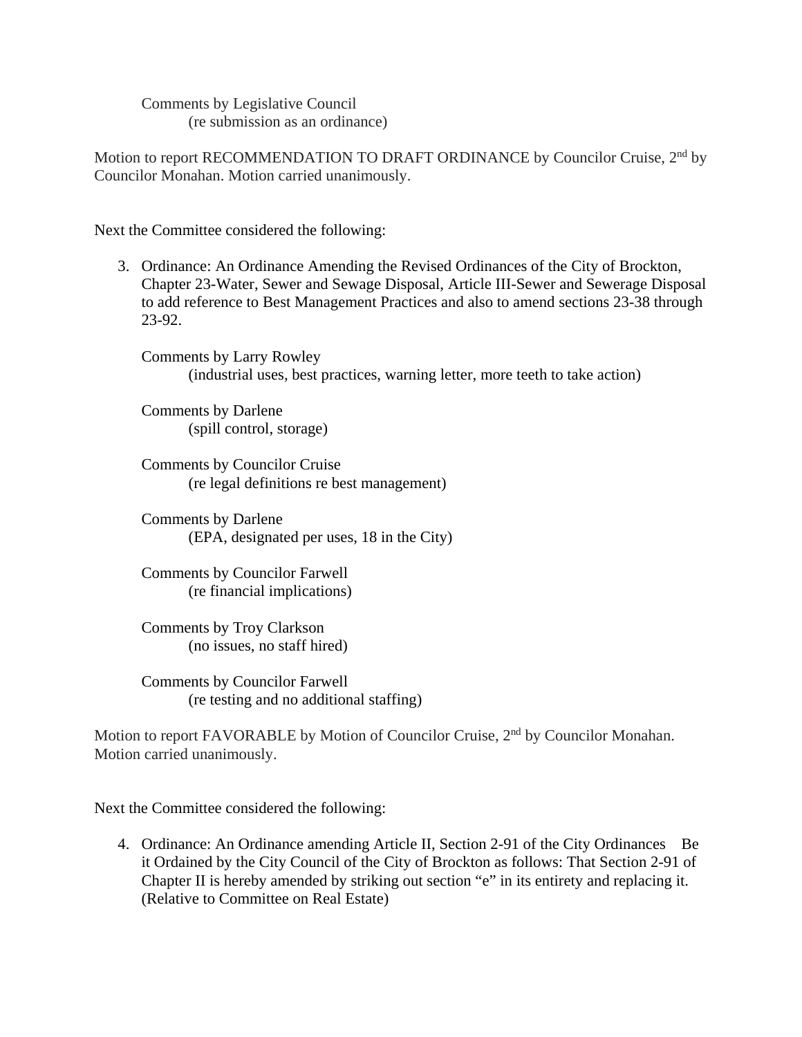Comments by Legislative Council
(re submission as an ordinance)

Motion to report RECOMMENDATION TO DRAFT ORDINANCE by Councilor Cruise, 2nd by Councilor Monahan. Motion carried unanimously.

Next the Committee considered the following:

3. Ordinance: An Ordinance Amending the Revised Ordinances of the City of Brockton, Chapter 23-Water, Sewer and Sewage Disposal, Article III-Sewer and Sewerage Disposal to add reference to Best Management Practices and also to amend sections 23-38 through 23-92.

   Comments by Larry Rowley
   (industrial uses, best practices, warning letter, more teeth to take action)

   Comments by Darlene
   (spill control, storage)

   Comments by Councilor Cruise
   (re legal definitions re best management)

   Comments by Darlene
   (EPA, designated per uses, 18 in the City)

   Comments by Councilor Farwell
   (re financial implications)

   Comments by Troy Clarkson
   (no issues, no staff hired)

   Comments by Councilor Farwell
   (re testing and no additional staffing)

Motion to report FAVORABLE by Motion of Councilor Cruise, 2nd by Councilor Monahan. Motion carried unanimously.

Next the Committee considered the following:

4. Ordinance: An Ordinance amending Article II, Section 2-91 of the City Ordinances Be it Ordained by the City Council of the City of Brockton as follows: That Section 2-91 of Chapter II is hereby amended by striking out section "e" in its entirety and replacing it. (Relative to Committee on Real Estate)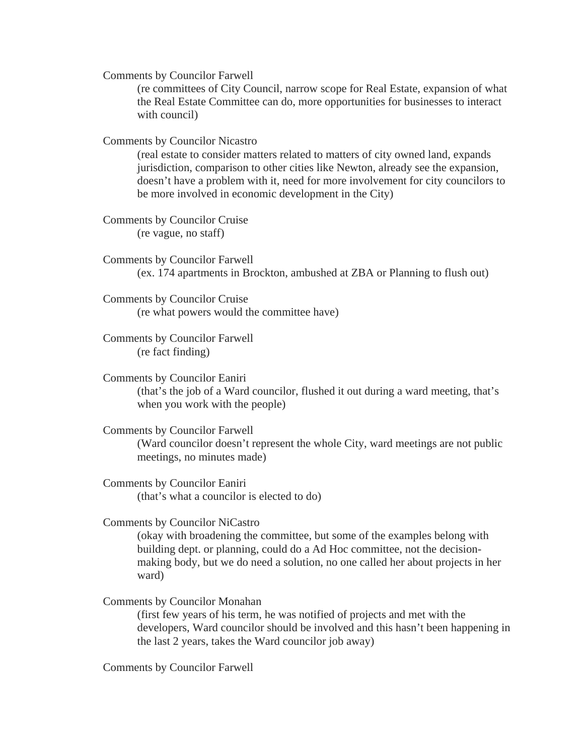Comments by Councilor Farwell

(re committees of City Council, narrow scope for Real Estate, expansion of what the Real Estate Committee can do, more opportunities for businesses to interact with council)

Comments by Councilor Nicastro

(real estate to consider matters related to matters of city owned land, expands jurisdiction, comparison to other cities like Newton, already see the expansion, doesn't have a problem with it, need for more involvement for city councilors to be more involved in economic development in the City)

Comments by Councilor Cruise

(re vague, no staff)

Comments by Councilor Farwell

(ex. 174 apartments in Brockton, ambushed at ZBA or Planning to flush out)

Comments by Councilor Cruise

(re what powers would the committee have)

Comments by Councilor Farwell

(re fact finding)

Comments by Councilor Eaniri

(that's the job of a Ward councilor, flushed it out during a ward meeting, that's when you work with the people)

Comments by Councilor Farwell

(Ward councilor doesn't represent the whole City, ward meetings are not public meetings, no minutes made)

Comments by Councilor Eaniri

(that's what a councilor is elected to do)

Comments by Councilor NiCastro

(okay with broadening the committee, but some of the examples belong with building dept. or planning, could do a Ad Hoc committee, not the decision-making body, but we do need a solution, no one called her about projects in her ward)

Comments by Councilor Monahan

(first few years of his term, he was notified of projects and met with the developers, Ward councilor should be involved and this hasn't been happening in the last 2 years, takes the Ward councilor job away)

Comments by Councilor Farwell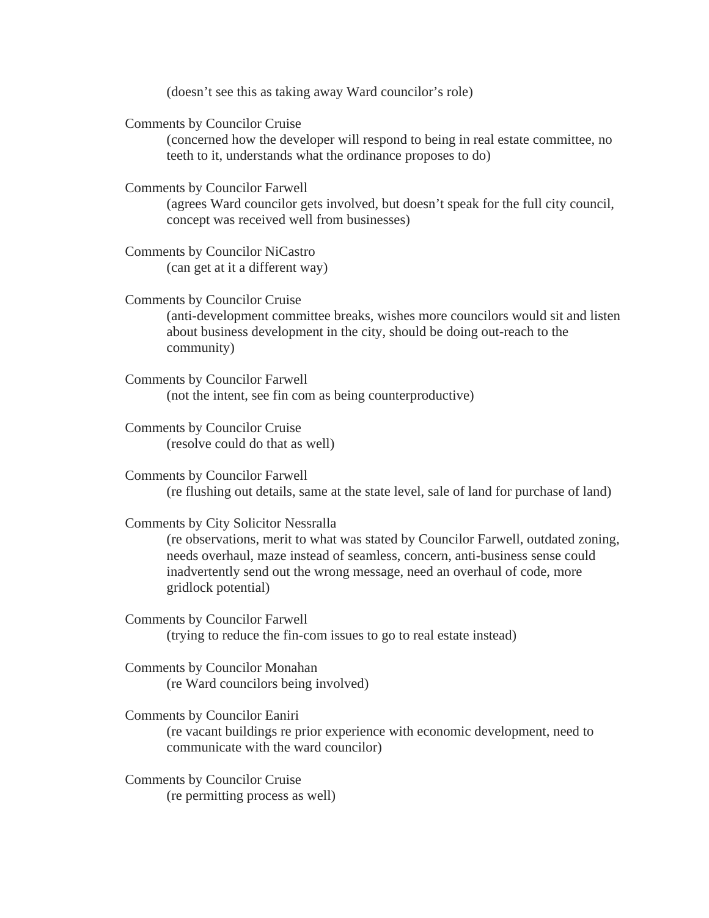(doesn't see this as taking away Ward councilor's role)

Comments by Councilor Cruise
(concerned how the developer will respond to being in real estate committee, no teeth to it, understands what the ordinance proposes to do)

Comments by Councilor Farwell
(agrees Ward councilor gets involved, but doesn't speak for the full city council, concept was received well from businesses)

Comments by Councilor NiCastro
(can get at it a different way)

Comments by Councilor Cruise
(anti-development committee breaks, wishes more councilors would sit and listen about business development in the city, should be doing out-reach to the community)

Comments by Councilor Farwell
(not the intent, see fin com as being counterproductive)

Comments by Councilor Cruise
(resolve could do that as well)

Comments by Councilor Farwell
(re flushing out details, same at the state level, sale of land for purchase of land)

Comments by City Solicitor Nessralla
(re observations, merit to what was stated by Councilor Farwell, outdated zoning, needs overhaul, maze instead of seamless, concern, anti-business sense could inadvertently send out the wrong message, need an overhaul of code, more gridlock potential)

Comments by Councilor Farwell
(trying to reduce the fin-com issues to go to real estate instead)

Comments by Councilor Monahan
(re Ward councilors being involved)

Comments by Councilor Eaniri
(re vacant buildings re prior experience with economic development, need to communicate with the ward councilor)

Comments by Councilor Cruise
(re permitting process as well)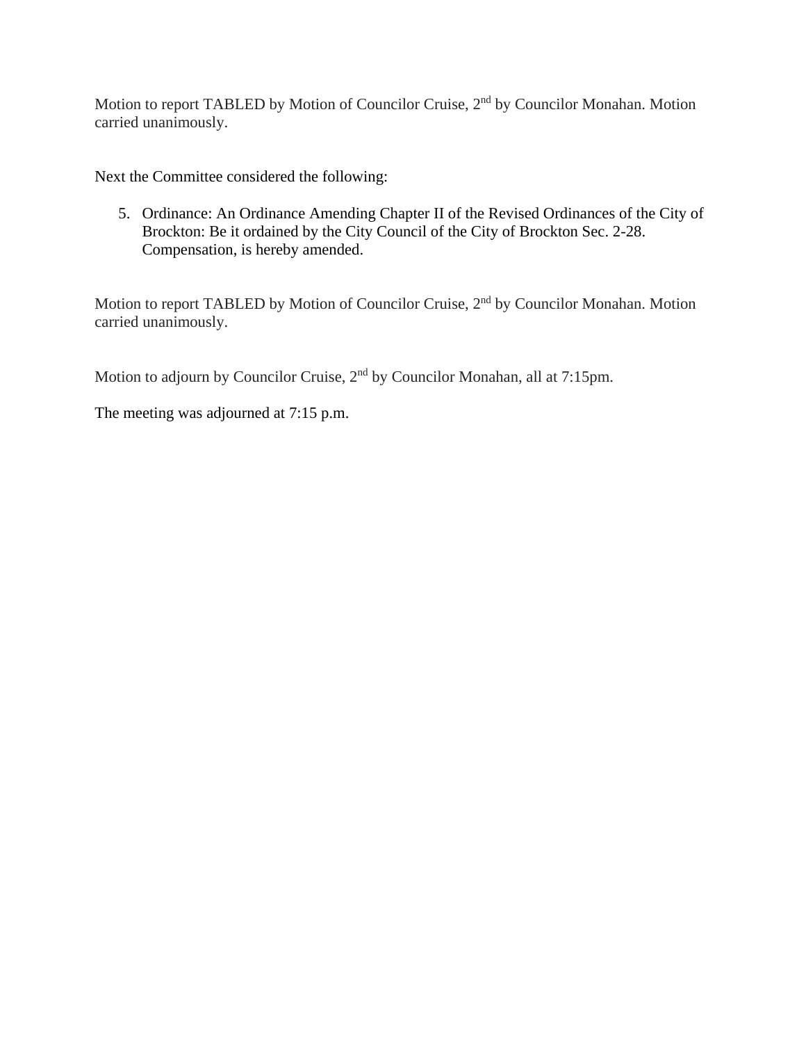Motion to report TABLED by Motion of Councilor Cruise, 2nd by Councilor Monahan. Motion carried unanimously.

Next the Committee considered the following:

5. Ordinance: An Ordinance Amending Chapter II of the Revised Ordinances of the City of Brockton: Be it ordained by the City Council of the City of Brockton Sec. 2-28. Compensation, is hereby amended.

Motion to report TABLED by Motion of Councilor Cruise, 2nd by Councilor Monahan. Motion carried unanimously.

Motion to adjourn by Councilor Cruise, 2nd by Councilor Monahan, all at 7:15pm.

The meeting was adjourned at 7:15 p.m.